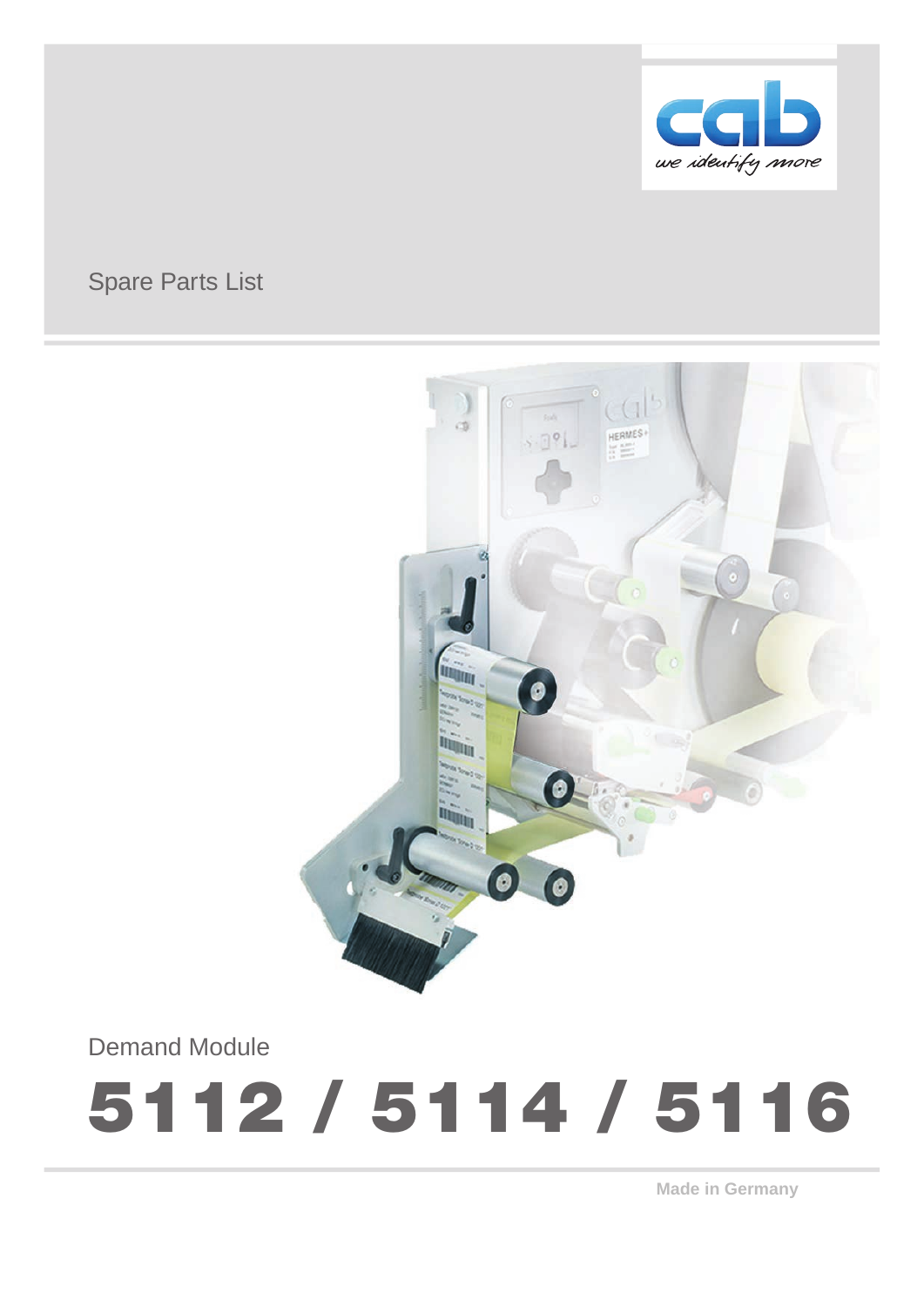Spare Parts List

Demand Module

# 5112 / 5114 / 5116

**Made in Germany**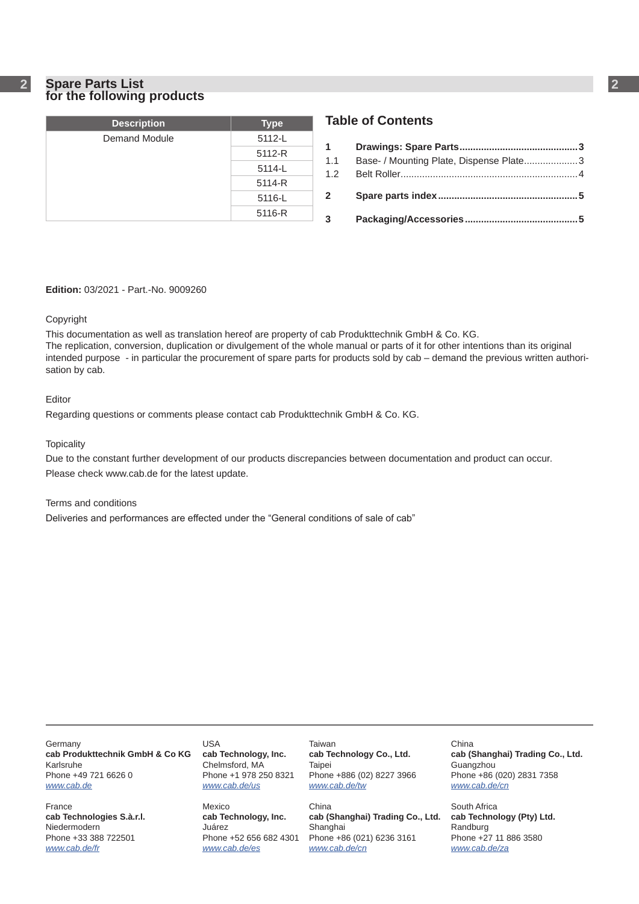# Spare Parts List
## for the following products

| Description | Type |
|---|---|
| Demand Module | 5112-L |
| | 5112-R |
| | 5114-L |
| | 5114-R |
| | 5116-L |
| | 5116-R |

## Table of Contents

**1 Drawings: Spare Parts ........ 3**

1.1 Base- / Mounting Plate, Dispense Plate ........ 3

1.2 Belt Roller ........ 4

**2 Spare parts index ........ 5**

**3 Packaging/Accessories ........ 5**

**Edition:** 03/2021 - Part.-No. 9009260

Copyright

This documentation as well as translation hereof are property of cab Produkttechnik GmbH & Co. KG.
The replication, conversion, duplication or divulgement of the whole manual or parts of it for other intentions than its original intended purpose - in particular the procurement of spare parts for products sold by cab – demand the previous written authorisation by cab.

Editor

Regarding questions or comments please contact cab Produkttechnik GmbH & Co. KG.

Topicality

Due to the constant further development of our products discrepancies between documentation and product can occur.
Please check www.cab.de for the latest update.

Terms and conditions

Deliveries and performances are effected under the “General conditions of sale of cab”

Germany
**cab Produkttechnik GmbH & Co KG**
Karlsruhe
Phone +49 721 6626 0
*www.cab.de*

France
**cab Technologies S.à.r.l.**
Niedermodern
Phone +33 388 722501
*www.cab.de/fr*

USA
**cab Technology, Inc.**
Chelmsford, MA
Phone +1 978 250 8321
*www.cab.de/us*

Mexico
**cab Technology, Inc.**
Juárez
Phone +52 656 682 4301
*www.cab.de/es*

Taiwan
**cab Technology Co., Ltd.**
Taipei
Phone +886 (02) 8227 3966
*www.cab.de/tw*

China
**cab (Shanghai) Trading Co., Ltd.**
Shanghai
Phone +86 (021) 6236 3161
*www.cab.de/cn*

China
**cab (Shanghai) Trading Co., Ltd.**
Guangzhou
Phone +86 (020) 2831 7358
*www.cab.de/cn*

South Africa
**cab Technology (Pty) Ltd.**
Randburg
Phone +27 11 886 3580
*www.cab.de/za*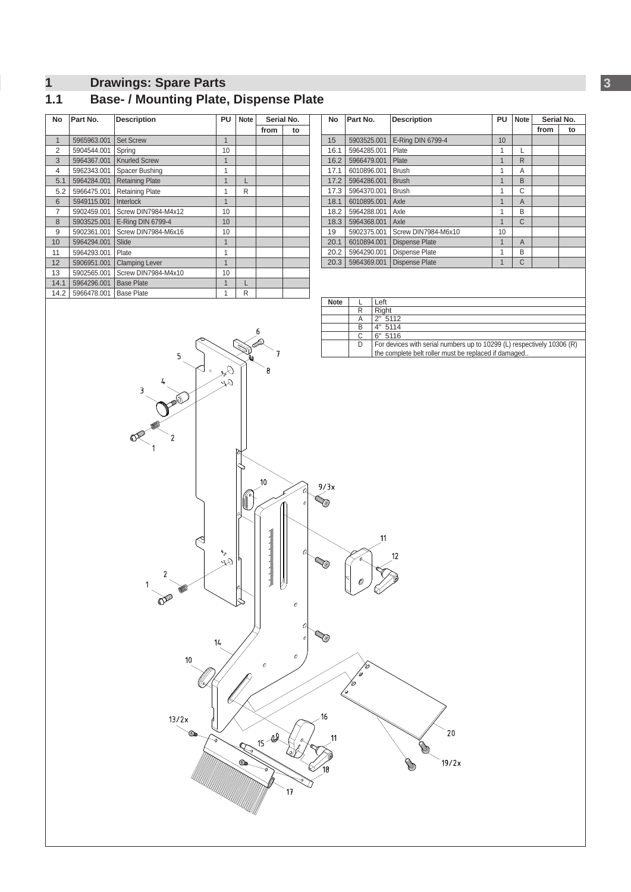# 1 Drawings: Spare Parts

## 1.1 Base- / Mounting Plate, Dispense Plate

| No | Part No. | Description | PU | Note | Serial No. from | Serial No. to |
|---|---|---|---|---|---|---|
| 1 | 5965963.001 | Set Screw | 1 | | | |
| 2 | 5904544.001 | Spring | 10 | | | |
| 3 | 5964367.001 | Knurled Screw | 1 | | | |
| 4 | 5962343.001 | Spacer Bushing | 1 | | | |
| 5.1 | 5964284.001 | Retaining Plate | 1 | L | | |
| 5.2 | 5966475.001 | Retaining Plate | 1 | R | | |
| 6 | 5949115.001 | Interlock | 1 | | | |
| 7 | 5902459.001 | Screw DIN7984-M4x12 | 10 | | | |
| 8 | 5903525.001 | E-Ring DIN 6799-4 | 10 | | | |
| 9 | 5902361.001 | Screw DIN7984-M6x16 | 10 | | | |
| 10 | 5964294.001 | Slide | 1 | | | |
| 11 | 5964293.001 | Plate | 1 | | | |
| 12 | 5906951.001 | Clamping Lever | 1 | | | |
| 13 | 5902565.001 | Screw DIN7984-M4x10 | 10 | | | |
| 14.1 | 5964296.001 | Base Plate | 1 | L | | |
| 14.2 | 5966478.001 | Base Plate | 1 | R | | |
| 15 | 5903525.001 | E-Ring DIN 6799-4 | 10 | | | |
| 16.1 | 5964285.001 | Plate | 1 | L | | |
| 16.2 | 5966479.001 | Plate | 1 | R | | |
| 17.1 | 6010896.001 | Brush | 1 | A | | |
| 17.2 | 5964286.001 | Brush | 1 | B | | |
| 17.3 | 5964370.001 | Brush | 1 | C | | |
| 18.1 | 6010895.001 | Axle | 1 | A | | |
| 18.2 | 5964288.001 | Axle | 1 | B | | |
| 18.3 | 5964368.001 | Axle | 1 | C | | |
| 19 | 5902375.001 | Screw DIN7984-M6x10 | 10 | | | |
| 20.1 | 6010894.001 | Dispense Plate | 1 | A | | |
| 20.2 | 5964290.001 | Dispense Plate | 1 | B | | |
| 20.3 | 5964369.001 | Dispense Plate | 1 | C | | |

| Note | | |
|---|---|---|
| | L | Left |
| | R | Right |
| | A | 2" 5112 |
| | B | 4" 5114 |
| | C | 6" 5116 |
| | D | For devices with serial numbers up to 10299 (L) respectively 10306 (R) the complete belt roller must be replaced if damaged.. |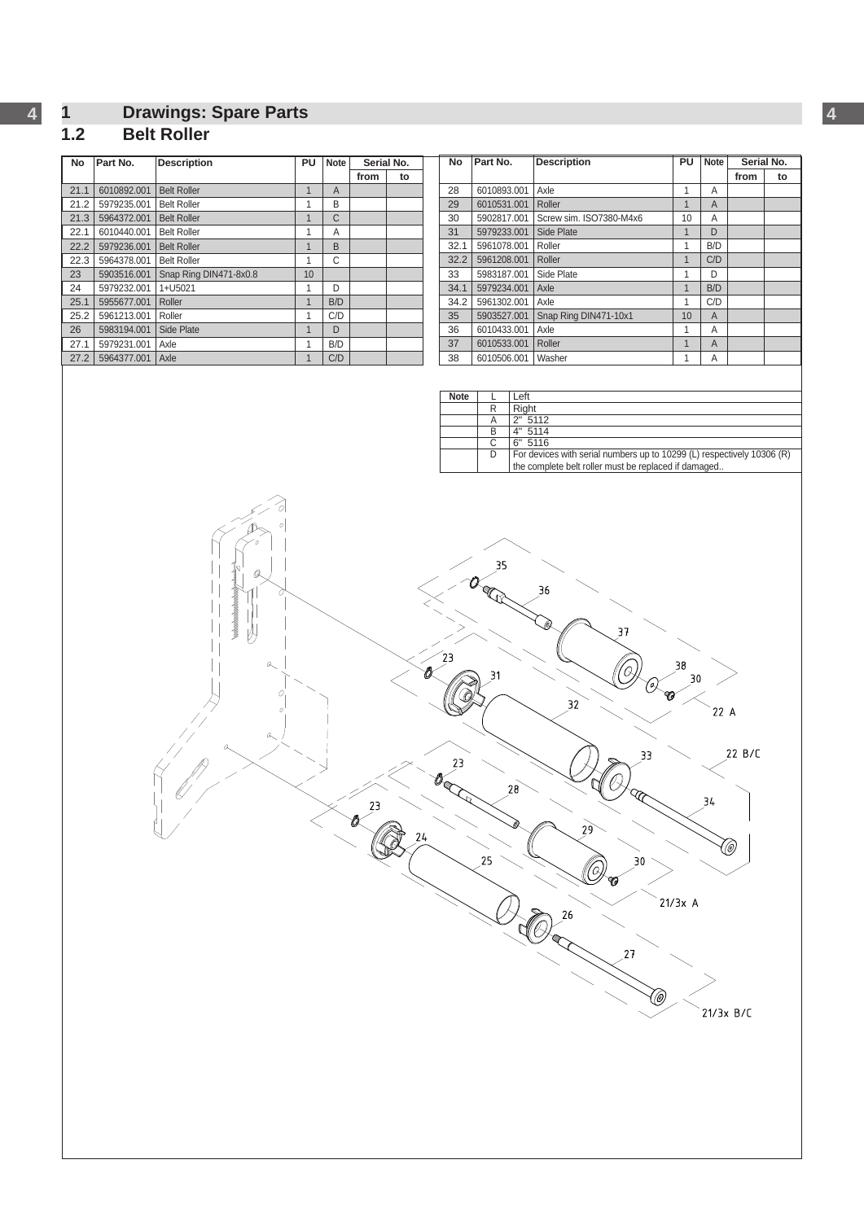# 1 Drawings: Spare Parts

## 1.2 Belt Roller

| No | Part No. | Description | PU | Note | Serial No. from | Serial No. to |
|---|---|---|---|---|---|---|
| 21.1 | 6010892.001 | Belt Roller | 1 | A | | |
| 21.2 | 5979235.001 | Belt Roller | 1 | B | | |
| 21.3 | 5964372.001 | Belt Roller | 1 | C | | |
| 22.1 | 6010440.001 | Belt Roller | 1 | A | | |
| 22.2 | 5979236.001 | Belt Roller | 1 | B | | |
| 22.3 | 5964378.001 | Belt Roller | 1 | C | | |
| 23 | 5903516.001 | Snap Ring DIN471-8x0.8 | 10 | | | |
| 24 | 5979232.001 | 1+U5021 | 1 | D | | |
| 25.1 | 5955677.001 | Roller | 1 | B/D | | |
| 25.2 | 5961213.001 | Roller | 1 | C/D | | |
| 26 | 5983194.001 | Side Plate | 1 | D | | |
| 27.1 | 5979231.001 | Axle | 1 | B/D | | |
| 27.2 | 5964377.001 | Axle | 1 | C/D | | |
| 28 | 6010893.001 | Axle | 1 | A | | |
| 29 | 6010531.001 | Roller | 1 | A | | |
| 30 | 5902817.001 | Screw sim. ISO7380-M4x6 | 10 | A | | |
| 31 | 5979233.001 | Side Plate | 1 | D | | |
| 32.1 | 5961078.001 | Roller | 1 | B/D | | |
| 32.2 | 5961208.001 | Roller | 1 | C/D | | |
| 33 | 5983187.001 | Side Plate | 1 | D | | |
| 34.1 | 5979234.001 | Axle | 1 | B/D | | |
| 34.2 | 5961302.001 | Axle | 1 | C/D | | |
| 35 | 5903527.001 | Snap Ring DIN471-10x1 | 10 | A | | |
| 36 | 6010433.001 | Axle | 1 | A | | |
| 37 | 6010533.001 | Roller | 1 | A | | |
| 38 | 6010506.001 | Washer | 1 | A | | |

| Note | | |
|---|---|---|
| | L | Left |
| | R | Right |
| | A | 2" 5112 |
| | B | 4" 5114 |
| | C | 6" 5116 |
| | D | For devices with serial numbers up to 10299 (L) respectively 10306 (R) the complete belt roller must be replaced if damaged.. |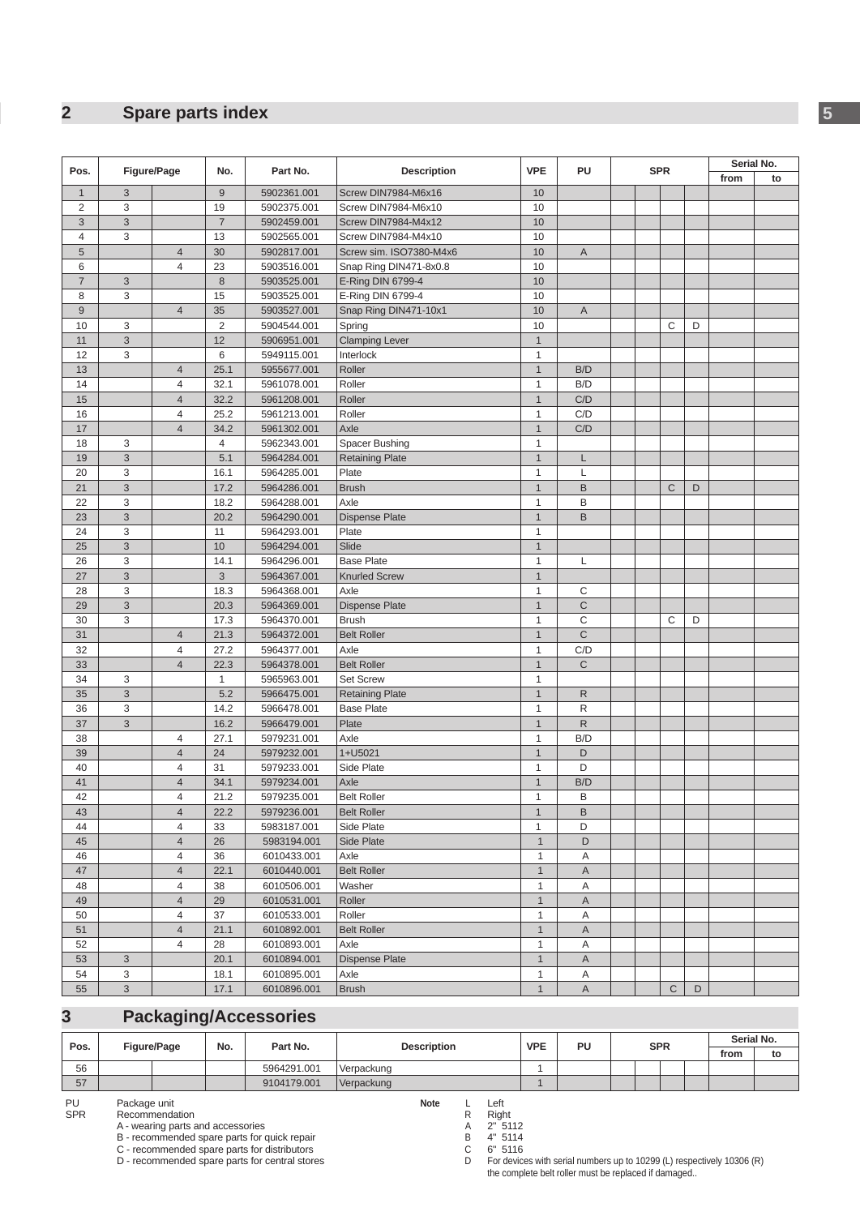## 2 Spare parts index

| Pos. | Figure/Page | | No. | Part No. | Description | VPE | PU | SPR | | | | Serial No. | |
|---|---|---|---|---|---|---|---|---|---|---|---|---|---|
| | | | | | | | | | | | | from | to |
| 1 | 3 | | 9 | 5902361.001 | Screw DIN7984-M6x16 | 10 | | | | | | | |
| 2 | 3 | | 19 | 5902375.001 | Screw DIN7984-M6x10 | 10 | | | | | | | |
| 3 | 3 | | 7 | 5902459.001 | Screw DIN7984-M4x12 | 10 | | | | | | | |
| 4 | 3 | | 13 | 5902565.001 | Screw DIN7984-M4x10 | 10 | | | | | | | |
| 5 | | 4 | 30 | 5902817.001 | Screw sim. ISO7380-M4x6 | 10 | A | | | | | | |
| 6 | | 4 | 23 | 5903516.001 | Snap Ring DIN471-8x0.8 | 10 | | | | | | | |
| 7 | 3 | | 8 | 5903525.001 | E-Ring DIN 6799-4 | 10 | | | | | | | |
| 8 | 3 | | 15 | 5903525.001 | E-Ring DIN 6799-4 | 10 | | | | | | | |
| 9 | | 4 | 35 | 5903527.001 | Snap Ring DIN471-10x1 | 10 | A | | | | | | |
| 10 | 3 | | 2 | 5904544.001 | Spring | 10 | | | | C | D | | |
| 11 | 3 | | 12 | 5906951.001 | Clamping Lever | 1 | | | | | | | |
| 12 | 3 | | 6 | 5949115.001 | Interlock | 1 | | | | | | | |
| 13 | | 4 | 25.1 | 5955677.001 | Roller | 1 | B/D | | | | | | |
| 14 | | 4 | 32.1 | 5961078.001 | Roller | 1 | B/D | | | | | | |
| 15 | | 4 | 32.2 | 5961208.001 | Roller | 1 | C/D | | | | | | |
| 16 | | 4 | 25.2 | 5961213.001 | Roller | 1 | C/D | | | | | | |
| 17 | | 4 | 34.2 | 5961302.001 | Axle | 1 | C/D | | | | | | |
| 18 | 3 | | 4 | 5962343.001 | Spacer Bushing | 1 | | | | | | | |
| 19 | 3 | | 5.1 | 5964284.001 | Retaining Plate | 1 | L | | | | | | |
| 20 | 3 | | 16.1 | 5964285.001 | Plate | 1 | L | | | | | | |
| 21 | 3 | | 17.2 | 5964286.001 | Brush | 1 | B | | | C | D | | |
| 22 | 3 | | 18.2 | 5964288.001 | Axle | 1 | B | | | | | | |
| 23 | 3 | | 20.2 | 5964290.001 | Dispense Plate | 1 | B | | | | | | |
| 24 | 3 | | 11 | 5964293.001 | Plate | 1 | | | | | | | |
| 25 | 3 | | 10 | 5964294.001 | Slide | 1 | | | | | | | |
| 26 | 3 | | 14.1 | 5964296.001 | Base Plate | 1 | L | | | | | | |
| 27 | 3 | | 3 | 5964367.001 | Knurled Screw | 1 | | | | | | | |
| 28 | 3 | | 18.3 | 5964368.001 | Axle | 1 | C | | | | | | |
| 29 | 3 | | 20.3 | 5964369.001 | Dispense Plate | 1 | C | | | | | | |
| 30 | 3 | | 17.3 | 5964370.001 | Brush | 1 | C | | | C | D | | |
| 31 | | 4 | 21.3 | 5964372.001 | Belt Roller | 1 | C | | | | | | |
| 32 | | 4 | 27.2 | 5964377.001 | Axle | 1 | C/D | | | | | | |
| 33 | | 4 | 22.3 | 5964378.001 | Belt Roller | 1 | C | | | | | | |
| 34 | 3 | | 1 | 5965963.001 | Set Screw | 1 | | | | | | | |
| 35 | 3 | | 5.2 | 5966475.001 | Retaining Plate | 1 | R | | | | | | |
| 36 | 3 | | 14.2 | 5966478.001 | Base Plate | 1 | R | | | | | | |
| 37 | 3 | | 16.2 | 5966479.001 | Plate | 1 | R | | | | | | |
| 38 | | 4 | 27.1 | 5979231.001 | Axle | 1 | B/D | | | | | | |
| 39 | | 4 | 24 | 5979232.001 | 1+U5021 | 1 | D | | | | | | |
| 40 | | 4 | 31 | 5979233.001 | Side Plate | 1 | D | | | | | | |
| 41 | | 4 | 34.1 | 5979234.001 | Axle | 1 | B/D | | | | | | |
| 42 | | 4 | 21.2 | 5979235.001 | Belt Roller | 1 | B | | | | | | |
| 43 | | 4 | 22.2 | 5979236.001 | Belt Roller | 1 | B | | | | | | |
| 44 | | 4 | 33 | 5983187.001 | Side Plate | 1 | D | | | | | | |
| 45 | | 4 | 26 | 5983194.001 | Side Plate | 1 | D | | | | | | |
| 46 | | 4 | 36 | 6010433.001 | Axle | 1 | A | | | | | | |
| 47 | | 4 | 22.1 | 6010440.001 | Belt Roller | 1 | A | | | | | | |
| 48 | | 4 | 38 | 6010506.001 | Washer | 1 | A | | | | | | |
| 49 | | 4 | 29 | 6010531.001 | Roller | 1 | A | | | | | | |
| 50 | | 4 | 37 | 6010533.001 | Roller | 1 | A | | | | | | |
| 51 | | 4 | 21.1 | 6010892.001 | Belt Roller | 1 | A | | | | | | |
| 52 | | 4 | 28 | 6010893.001 | Axle | 1 | A | | | | | | |
| 53 | 3 | | 20.1 | 6010894.001 | Dispense Plate | 1 | A | | | | | | |
| 54 | 3 | | 18.1 | 6010895.001 | Axle | 1 | A | | | | | | |
| 55 | 3 | | 17.1 | 6010896.001 | Brush | 1 | A | | | C | D | | |

## 3 Packaging/Accessories

| Pos. | Figure/Page | | No. | Part No. | Description | VPE | PU | SPR | | | | Serial No. | |
|---|---|---|---|---|---|---|---|---|---|---|---|---|---|
| | | | | | | | | | | | | from | to |
| 56 | | | | 5964291.001 | Verpackung | 1 | | | | | | | |
| 57 | | | | 9104179.001 | Verpackung | 1 | | | | | | | |

PU Package unit
SPR Recommendation
A - wearing parts and accessories
B - recommended spare parts for quick repair
C - recommended spare parts for distributors
D - recommended spare parts for central stores

**Note**
L Left
R Right
A 2" 5112
B 4" 5114
C 6" 5116
D For devices with serial numbers up to 10299 (L) respectively 10306 (R) the complete belt roller must be replaced if damaged..